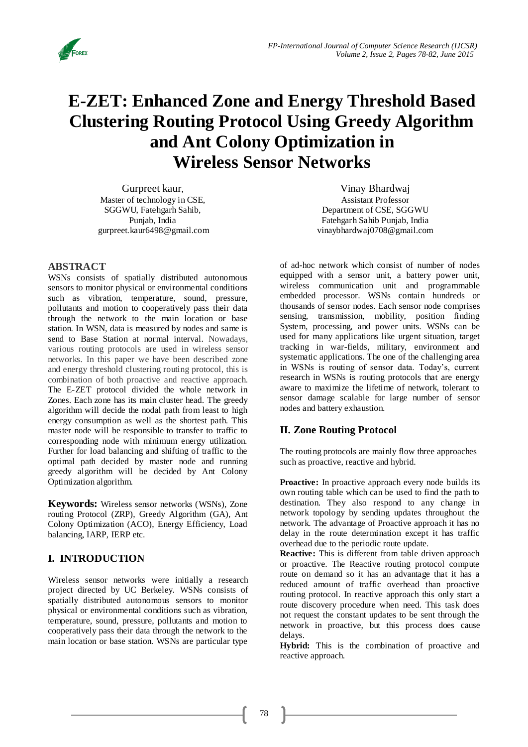# E-ZET: Enhanced Zone and Energy Threshold Based Clustering Routing Protocol Using Greedy Algorithm and Ant Colony Optimization in Wireless Sensor Networks

Gurpreet kaur,
Master of technology in CSE,
SGGWU, Fatehgarh Sahib,
Punjab, India
gurpreet.kaur6498@gmail.com

Vinay Bhardwaj
Assistant Professor
Department of CSE, SGGWU
Fatehgarh Sahib Punjab, India
vinaybhardwaj0708@gmail.com

## ABSTRACT

WSNs consists of spatially distributed autonomous sensors to monitor physical or environmental conditions such as vibration, temperature, sound, pressure, pollutants and motion to cooperatively pass their data through the network to the main location or base station. In WSN, data is measured by nodes and same is send to Base Station at normal interval. Nowadays, various routing protocols are used in wireless sensor networks. In this paper we have been described zone and energy threshold clustering routing protocol, this is combination of both proactive and reactive approach. The E-ZET protocol divided the whole network in Zones. Each zone has its main cluster head. The greedy algorithm will decide the nodal path from least to high energy consumption as well as the shortest path. This master node will be responsible to transfer to traffic to corresponding node with minimum energy utilization. Further for load balancing and shifting of traffic to the optimal path decided by master node and running greedy algorithm will be decided by Ant Colony Optimization algorithm.

**Keywords:** Wireless sensor networks (WSNs), Zone routing Protocol (ZRP), Greedy Algorithm (GA), Ant Colony Optimization (ACO), Energy Efficiency, Load balancing, IARP, IERP etc.

## I. INTRODUCTION

Wireless sensor networks were initially a research project directed by UC Berkeley. WSNs consists of spatially distributed autonomous sensors to monitor physical or environmental conditions such as vibration, temperature, sound, pressure, pollutants and motion to cooperatively pass their data through the network to the main location or base station. WSNs are particular type of ad-hoc network which consist of number of nodes equipped with a sensor unit, a battery power unit, wireless communication unit and programmable embedded processor. WSNs contain hundreds or thousands of sensor nodes. Each sensor node comprises sensing, transmission, mobility, position finding System, processing, and power units. WSNs can be used for many applications like urgent situation, target tracking in war-fields, military, environment and systematic applications. The one of the challenging area in WSNs is routing of sensor data. Today's, current research in WSNs is routing protocols that are energy aware to maximize the lifetime of network, tolerant to sensor damage scalable for large number of sensor nodes and battery exhaustion.

## II. Zone Routing Protocol

The routing protocols are mainly flow three approaches such as proactive, reactive and hybrid.

**Proactive:** In proactive approach every node builds its own routing table which can be used to find the path to destination. They also respond to any change in network topology by sending updates throughout the network. The advantage of Proactive approach it has no delay in the route determination except it has traffic overhead due to the periodic route update.

**Reactive:** This is different from table driven approach or proactive. The Reactive routing protocol compute route on demand so it has an advantage that it has a reduced amount of traffic overhead than proactive routing protocol. In reactive approach this only start a route discovery procedure when need. This task does not request the constant updates to be sent through the network in proactive, but this process does cause delays.

**Hybrid:** This is the combination of proactive and reactive approach.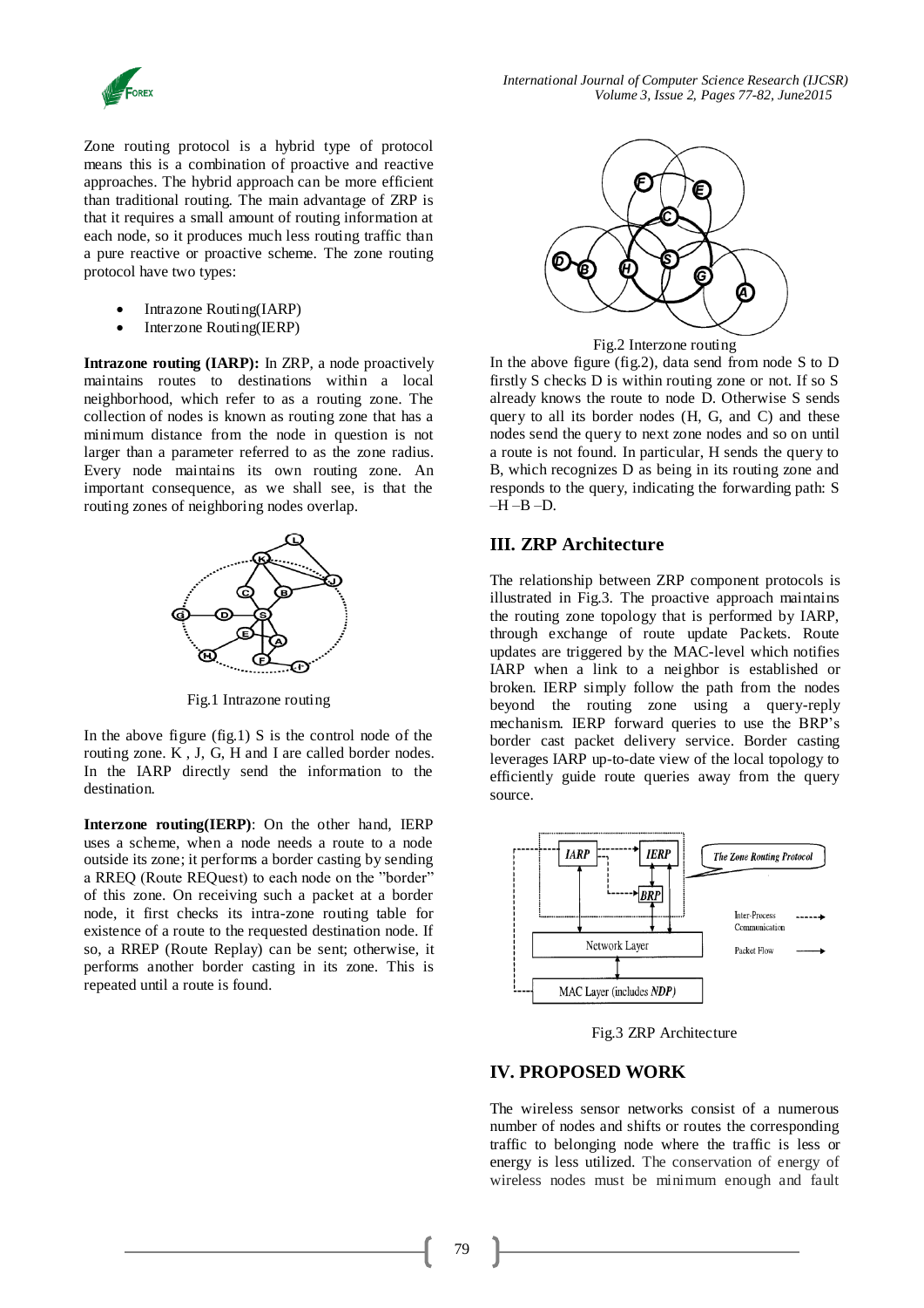Zone routing protocol is a hybrid type of protocol means this is a combination of proactive and reactive approaches. The hybrid approach can be more efficient than traditional routing. The main advantage of ZRP is that it requires a small amount of routing information at each node, so it produces much less routing traffic than a pure reactive or proactive scheme. The zone routing protocol have two types:

- Intrazone Routing(IARP)
- Interzone Routing(IERP)

**Intrazone routing (IARP):** In ZRP, a node proactively maintains routes to destinations within a local neighborhood, which refer to as a routing zone. The collection of nodes is known as routing zone that has a minimum distance from the node in question is not larger than a parameter referred to as the zone radius. Every node maintains its own routing zone. An important consequence, as we shall see, is that the routing zones of neighboring nodes overlap.

Fig.1 Intrazone routing

In the above figure (fig.1) S is the control node of the routing zone. K , J, G, H and I are called border nodes. In the IARP directly send the information to the destination.

**Interzone routing(IERP)**: On the other hand, IERP uses a scheme, when a node needs a route to a node outside its zone; it performs a border casting by sending a RREQ (Route REQuest) to each node on the "border" of this zone. On receiving such a packet at a border node, it first checks its intra-zone routing table for existence of a route to the requested destination node. If so, a RREP (Route Replay) can be sent; otherwise, it performs another border casting in its zone. This is repeated until a route is found.

Fig.2 Interzone routing

In the above figure (fig.2), data send from node S to D firstly S checks D is within routing zone or not. If so S already knows the route to node D. Otherwise S sends query to all its border nodes (H, G, and C) and these nodes send the query to next zone nodes and so on until a route is not found. In particular, H sends the query to B, which recognizes D as being in its routing zone and responds to the query, indicating the forwarding path: S –H –B –D.

## III. ZRP Architecture

The relationship between ZRP component protocols is illustrated in Fig.3. The proactive approach maintains the routing zone topology that is performed by IARP, through exchange of route update Packets. Route updates are triggered by the MAC-level which notifies IARP when a link to a neighbor is established or broken. IERP simply follow the path from the nodes beyond the routing zone using a query-reply mechanism. IERP forward queries to use the BRP's border cast packet delivery service. Border casting leverages IARP up-to-date view of the local topology to efficiently guide route queries away from the query source.

Fig.3 ZRP Architecture

## IV. PROPOSED WORK

The wireless sensor networks consist of a numerous number of nodes and shifts or routes the corresponding traffic to belonging node where the traffic is less or energy is less utilized. The conservation of energy of wireless nodes must be minimum enough and fault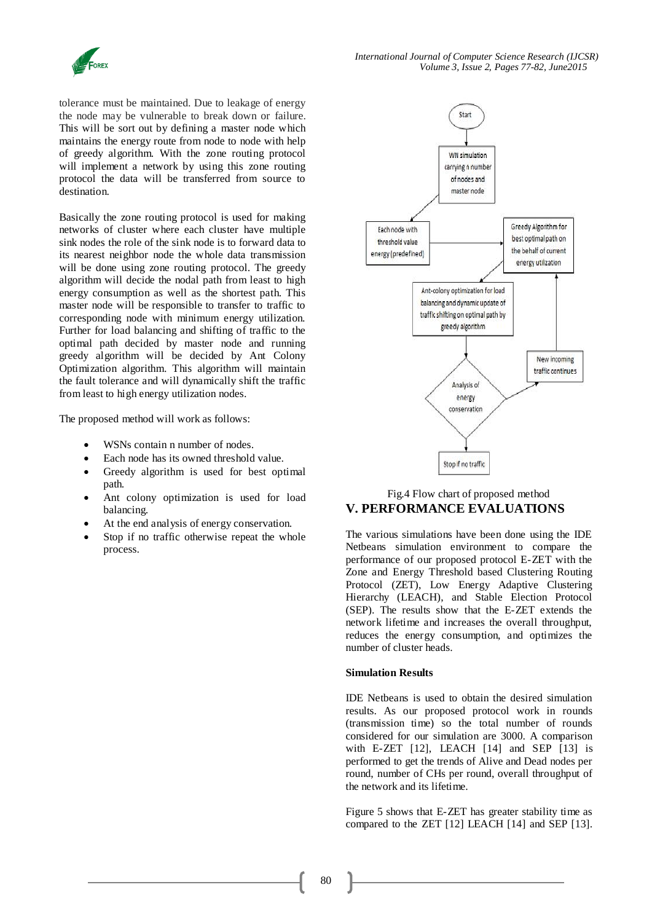tolerance must be maintained. Due to leakage of energy the node may be vulnerable to break down or failure. This will be sort out by defining a master node which maintains the energy route from node to node with help of greedy algorithm. With the zone routing protocol will implement a network by using this zone routing protocol the data will be transferred from source to destination.

Basically the zone routing protocol is used for making networks of cluster where each cluster have multiple sink nodes the role of the sink node is to forward data to its nearest neighbor node the whole data transmission will be done using zone routing protocol. The greedy algorithm will decide the nodal path from least to high energy consumption as well as the shortest path. This master node will be responsible to transfer to traffic to corresponding node with minimum energy utilization. Further for load balancing and shifting of traffic to the optimal path decided by master node and running greedy algorithm will be decided by Ant Colony Optimization algorithm. This algorithm will maintain the fault tolerance and will dynamically shift the traffic from least to high energy utilization nodes.

The proposed method will work as follows:

- WSNs contain n number of nodes.
- Each node has its owned threshold value.
- Greedy algorithm is used for best optimal path.
- Ant colony optimization is used for load balancing.
- At the end analysis of energy conservation.
- Stop if no traffic otherwise repeat the whole process.

Start

WN simulation carrying n number of nodes and master node

Each node with threshold value energy (predefined)

Greedy Algorithm for best optimal path on the behalf of current energy utilization

Ant-colony optimization for load balancing and dynamic update of traffic shifting on optimal path by greedy algorithm

New incoming traffic continues

Analysis of energy conservation

Stop if no traffic

Fig.4 Flow chart of proposed method

## V. PERFORMANCE EVALUATIONS

The various simulations have been done using the IDE Netbeans simulation environment to compare the performance of our proposed protocol E-ZET with the Zone and Energy Threshold based Clustering Routing Protocol (ZET), Low Energy Adaptive Clustering Hierarchy (LEACH), and Stable Election Protocol (SEP). The results show that the E-ZET extends the network lifetime and increases the overall throughput, reduces the energy consumption, and optimizes the number of cluster heads.

**Simulation Results**

IDE Netbeans is used to obtain the desired simulation results. As our proposed protocol work in rounds (transmission time) so the total number of rounds considered for our simulation are 3000. A comparison with E-ZET [12], LEACH [14] and SEP [13] is performed to get the trends of Alive and Dead nodes per round, number of CHs per round, overall throughput of the network and its lifetime.

Figure 5 shows that E-ZET has greater stability time as compared to the ZET [12] LEACH [14] and SEP [13].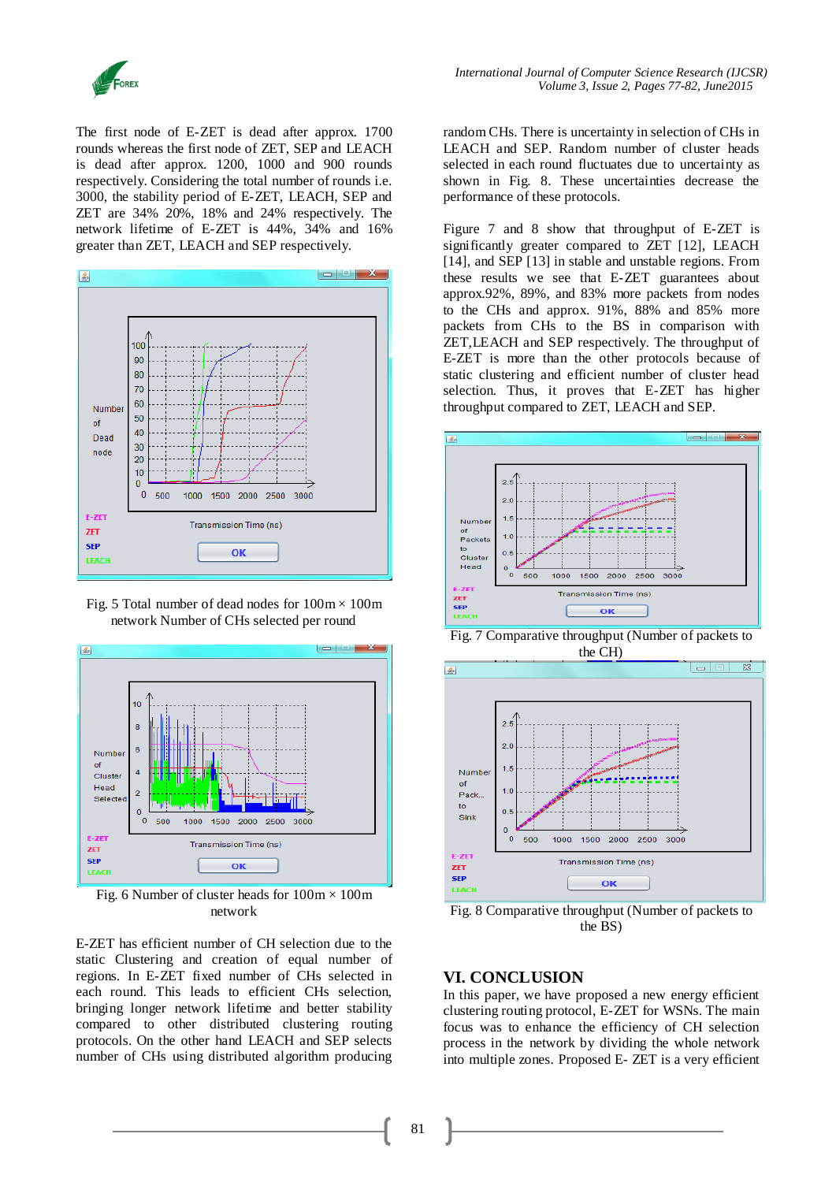The first node of E-ZET is dead after approx. 1700 rounds whereas the first node of ZET, SEP and LEACH is dead after approx. 1200, 1000 and 900 rounds respectively. Considering the total number of rounds i.e. 3000, the stability period of E-ZET, LEACH, SEP and ZET are 34% 20%, 18% and 24% respectively. The network lifetime of E-ZET is 44%, 34% and 16% greater than ZET, LEACH and SEP respectively.

Fig. 5 Total number of dead nodes for 100m × 100m network Number of CHs selected per round

Fig. 6 Number of cluster heads for 100m × 100m network

E-ZET has efficient number of CH selection due to the static Clustering and creation of equal number of regions. In E-ZET fixed number of CHs selected in each round. This leads to efficient CHs selection, bringing longer network lifetime and better stability compared to other distributed clustering routing protocols. On the other hand LEACH and SEP selects number of CHs using distributed algorithm producing random CHs. There is uncertainty in selection of CHs in LEACH and SEP. Random number of cluster heads selected in each round fluctuates due to uncertainty as shown in Fig. 8. These uncertainties decrease the performance of these protocols.

Figure 7 and 8 show that throughput of E-ZET is significantly greater compared to ZET [12], LEACH [14], and SEP [13] in stable and unstable regions. From these results we see that E-ZET guarantees about approx.92%, 89%, and 83% more packets from nodes to the CHs and approx. 91%, 88% and 85% more packets from CHs to the BS in comparison with ZET,LEACH and SEP respectively. The throughput of E-ZET is more than the other protocols because of static clustering and efficient number of cluster head selection. Thus, it proves that E-ZET has higher throughput compared to ZET, LEACH and SEP.

Fig. 7 Comparative throughput (Number of packets to the CH)

Fig. 8 Comparative throughput (Number of packets to the BS)

## VI. CONCLUSION

In this paper, we have proposed a new energy efficient clustering routing protocol, E-ZET for WSNs. The main focus was to enhance the efficiency of CH selection process in the network by dividing the whole network into multiple zones. Proposed E- ZET is a very efficient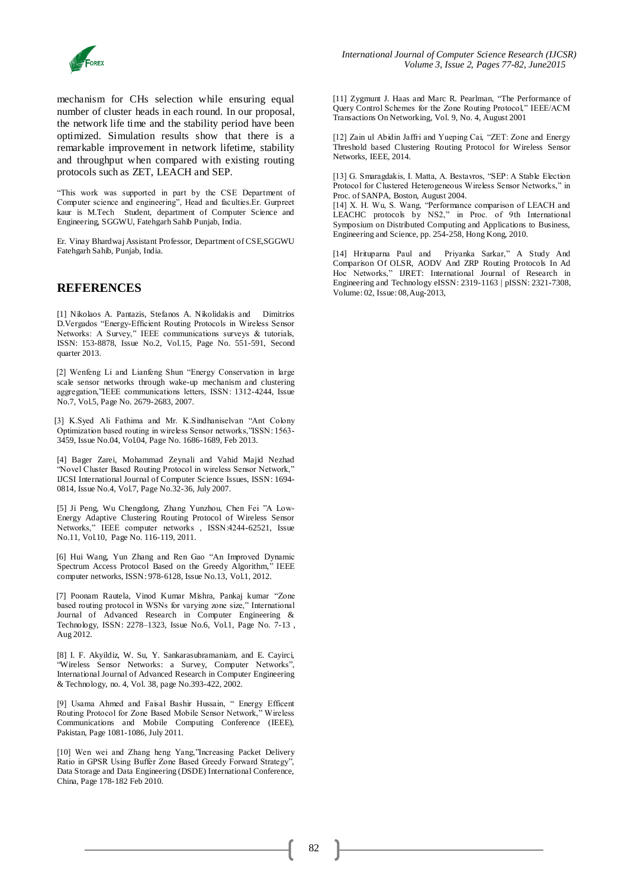mechanism for CHs selection while ensuring equal number of cluster heads in each round. In our proposal, the network life time and the stability period have been optimized. Simulation results show that there is a remarkable improvement in network lifetime, stability and throughput when compared with existing routing protocols such as ZET, LEACH and SEP.

"This work was supported in part by the CSE Department of Computer science and engineering", Head and faculties.Er. Gurpreet kaur is M.Tech Student, department of Computer Science and Engineering, SGGWU, Fatehgarh Sahib Punjab, India.

Er. Vinay Bhardwaj Assistant Professor, Department of CSE,SGGWU Fatehgarh Sahib, Punjab, India.

## REFERENCES

[1] Nikolaos A. Pantazis, Stefanos A. Nikolidakis and Dimitrios D.Vergados "Energy-Efficient Routing Protocols in Wireless Sensor Networks: A Survey," IEEE communications surveys & tutorials, ISSN: 153-8878, Issue No.2, Vol.15, Page No. 551-591, Second quarter 2013.

[2] Wenfeng Li and Lianfeng Shun "Energy Conservation in large scale sensor networks through wake-up mechanism and clustering aggregation,"IEEE communications letters, ISSN: 1312-4244, Issue No.7, Vol.5, Page No. 2679-2683, 2007.

[3] K.Syed Ali Fathima and Mr. K.Sindhaniselvan "Ant Colony Optimization based routing in wireless Sensor networks,"ISSN: 1563-3459, Issue No.04, Vol.04, Page No. 1686-1689, Feb 2013.

[4] Bager Zarei, Mohammad Zeynali and Vahid Majid Nezhad "Novel Cluster Based Routing Protocol in wireless Sensor Network," IJCSI International Journal of Computer Science Issues, ISSN: 1694-0814, Issue No.4, Vol.7, Page No.32-36, July 2007.

[5] Ji Peng, Wu Chengdong, Zhang Yunzhou, Chen Fei "A Low-Energy Adaptive Clustering Routing Protocol of Wireless Sensor Networks," IEEE computer networks , ISSN:4244-62521, Issue No.11, Vol.10, Page No. 116-119, 2011.

[6] Hui Wang, Yun Zhang and Ren Gao "An Improved Dynamic Spectrum Access Protocol Based on the Greedy Algorithm," IEEE computer networks, ISSN: 978-6128, Issue No.13, Vol.1, 2012.

[7] Poonam Rautela, Vinod Kumar Mishra, Pankaj kumar "Zone based routing protocol in WSNs for varying zone size," International Journal of Advanced Research in Computer Engineering & Technology, ISSN: 2278–1323, Issue No.6, Vol.1, Page No. 7-13 , Aug 2012.

[8] I. F. Akyildiz, W. Su, Y. Sankarasubramaniam, and E. Cayirci, "Wireless Sensor Networks: a Survey, Computer Networks", International Journal of Advanced Research in Computer Engineering & Technology, no. 4, Vol. 38, page No.393-422, 2002.

[9] Usama Ahmed and Faisal Bashir Hussain, " Energy Efficent Routing Protocol for Zone Based Mobile Sensor Network," Wireless Communications and Mobile Computing Conference (IEEE), Pakistan, Page 1081-1086, July 2011.

[10] Wen wei and Zhang heng Yang,"Increasing Packet Delivery Ratio in GPSR Using Buffer Zone Based Greedy Forward Strategy", Data Storage and Data Engineering (DSDE) International Conference, China, Page 178-182 Feb 2010.

[11] Zygmunt J. Haas and Marc R. Pearlman, "The Performance of Query Control Schemes for the Zone Routing Protocol," IEEE/ACM Transactions On Networking, Vol. 9, No. 4, August 2001

[12] Zain ul Abidin Jaffri and Yueping Cai, "ZET: Zone and Energy Threshold based Clustering Routing Protocol for Wireless Sensor Networks, IEEE, 2014.

[13] G. Smaragdakis, I. Matta, A. Bestavros, "SEP: A Stable Election Protocol for Clustered Heterogeneous Wireless Sensor Networks," in Proc. of SANPA, Boston, August 2004.

[14] X. H. Wu, S. Wang, "Performance comparison of LEACH and LEACHC protocols by NS2," in Proc. of 9th International Symposium on Distributed Computing and Applications to Business, Engineering and Science, pp. 254-258, Hong Kong, 2010.

[14] Hrituparna Paul and Priyanka Sarkar," A Study And Comparison Of OLSR, AODV And ZRP Routing Protocols In Ad Hoc Networks," IJRET: International Journal of Research in Engineering and Technology eISSN: 2319-1163 | pISSN: 2321-7308, Volume: 02, Issue: 08,Aug-2013,